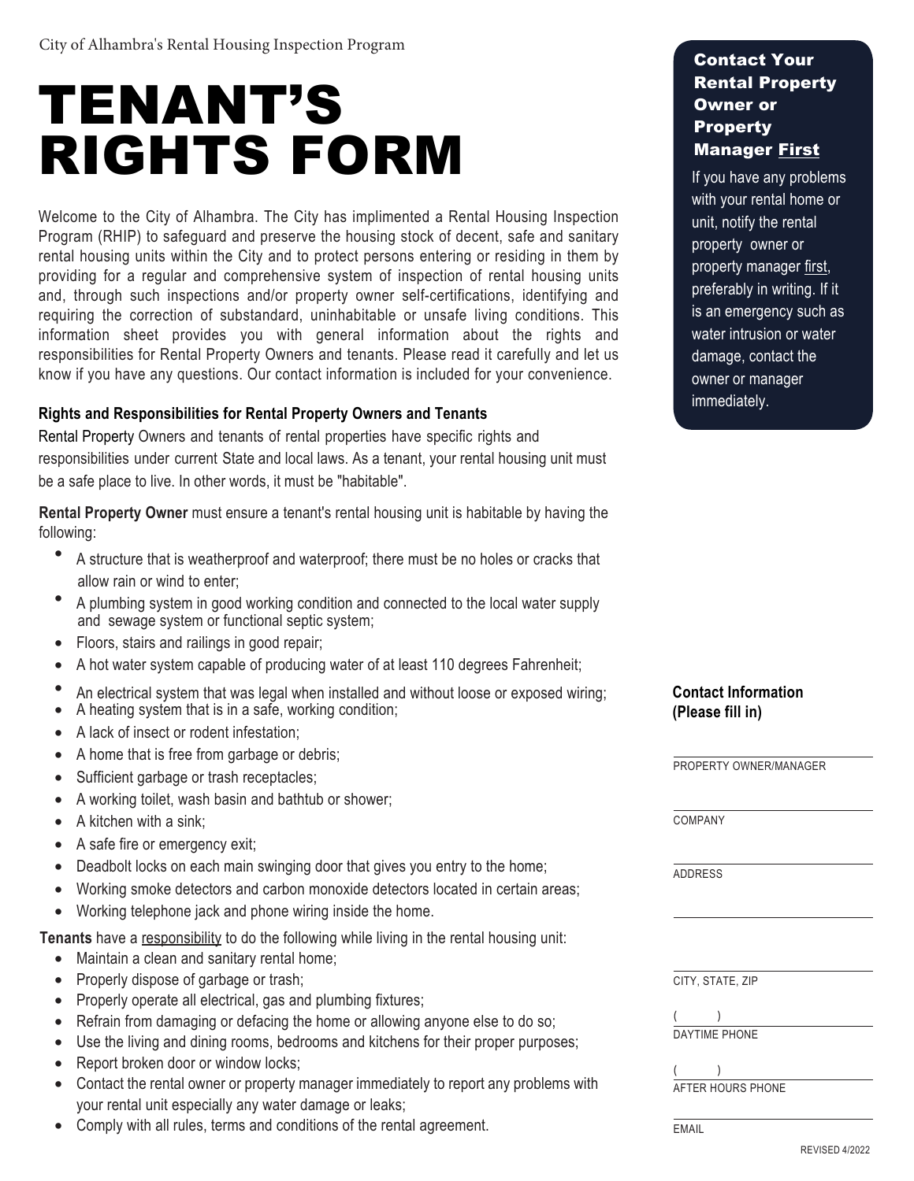City of Alhambra's Rental Housing Inspection Program

# TENANT'S RIGHTS FORM

Welcome to the City of Alhambra. The City has implimented a Rental Housing Inspection Program (RHIP) to safeguard and preserve the housing stock of decent, safe and sanitary rental housing units within the City and to protect persons entering or residing in them by providing for a regular and comprehensive system of inspection of rental housing units and, through such inspections and/or property owner self-certifications, identifying and requiring the correction of substandard, uninhabitable or unsafe living conditions. This information sheet provides you with general information about the rights and responsibilities for Rental Property Owners and tenants. Please read it carefully and let us know if you have any questions. Our contact information is included for your convenience.

### Rights and Responsibilities for Rental Property Owners and Tenants

Rental Property Owners and tenants of rental properties have specific rights and responsibilities under current State and local laws. As a tenant, your rental housing unit must be a safe place to live. In other words, it must be "habitable".

**Rental Property Owner** must ensure a tenant's rental housing unit is habitable by having the following:

- A structure that is weatherproof and waterproof; there must be no holes or cracks that allow rain or wind to enter;
- A plumbing system in good working condition and connected to the local water supply and sewage system or functional septic system;
- Floors, stairs and railings in good repair;
- A hot water system capable of producing water of at least 110 degrees Fahrenheit;
- An electrical system that was legal when installed and without loose or exposed wiring;
- A heating system that is in a safe, working condition;
- A lack of insect or rodent infestation;
- A home that is free from garbage or debris;
- Sufficient garbage or trash receptacles;
- A working toilet, wash basin and bathtub or shower;
- A kitchen with a sink;
- A safe fire or emergency exit;
- Deadbolt locks on each main swinging door that gives you entry to the home;
- Working smoke detectors and carbon monoxide detectors located in certain areas;
- Working telephone jack and phone wiring inside the home.

**Tenants** have a responsibility to do the following while living in the rental housing unit:

- Maintain a clean and sanitary rental home;
- Properly dispose of garbage or trash;
- Properly operate all electrical, gas and plumbing fixtures;
- Refrain from damaging or defacing the home or allowing anyone else to do so;
- Use the living and dining rooms, bedrooms and kitchens for their proper purposes;
- Report broken door or window locks;
- Contact the rental owner or property manager immediately to report any problems with your rental unit especially any water damage or leaks;
- Comply with all rules, terms and conditions of the rental agreement.

### Contact Your Rental Property Owner or Property Manager First

If you have any problems with your rental home or unit, notify the rental property owner or property manager first, preferably in writing. If it is an emergency such as water intrusion or water damage, contact the owner or manager immediately.

**Contact Information (Please fill in)**

PROPERTY OWNER/MANAGER

COMPANY

ADDRESS

CITY, STATE, ZIP

( ) 
DAYTIME PHONE

( ) 
AFTER HOURS PHONE

EMAIL

REVISED 4/2022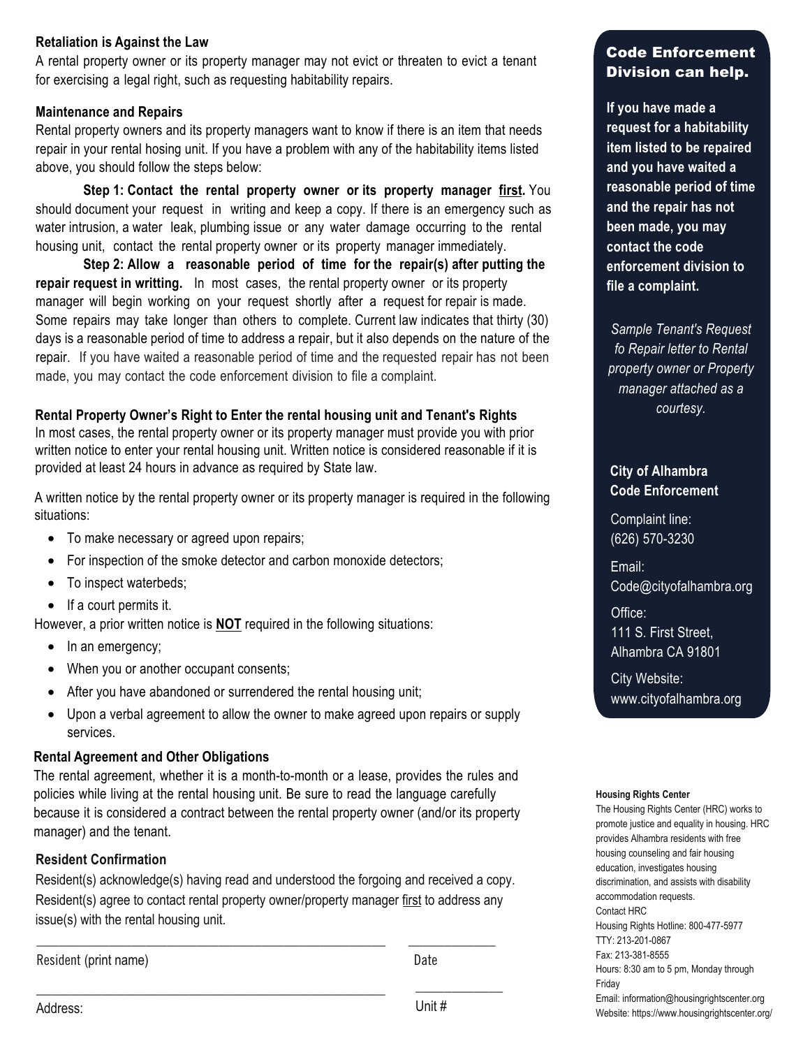### Retaliation is Against the Law

A rental property owner or its property manager may not evict or threaten to evict a tenant for exercising a legal right, such as requesting habitability repairs.

### Maintenance and Repairs

Rental property owners and its property managers want to know if there is an item that needs repair in your rental hosing unit. If you have a problem with any of the habitability items listed above, you should follow the steps below:

**Step 1: Contact the rental property owner or its property manager first.** You should document your request in writing and keep a copy. If there is an emergency such as water intrusion, a water leak, plumbing issue or any water damage occurring to the rental housing unit, contact the rental property owner or its property manager immediately.

**Step 2: Allow a reasonable period of time for the repair(s) after putting the repair request in writting.** In most cases, the rental property owner or its property manager will begin working on your request shortly after a request for repair is made. Some repairs may take longer than others to complete. Current law indicates that thirty (30) days is a reasonable period of time to address a repair, but it also depends on the nature of the repair. If you have waited a reasonable period of time and the requested repair has not been made, you may contact the code enforcement division to file a complaint.

### Rental Property Owner's Right to Enter the rental housing unit and Tenant's Rights

In most cases, the rental property owner or its property manager must provide you with prior written notice to enter your rental housing unit. Written notice is considered reasonable if it is provided at least 24 hours in advance as required by State law.

A written notice by the rental property owner or its property manager is required in the following situations:

- To make necessary or agreed upon repairs;
- For inspection of the smoke detector and carbon monoxide detectors;
- To inspect waterbeds;
- If a court permits it.

However, a prior written notice is **NOT** required in the following situations:

- In an emergency;
- When you or another occupant consents;
- After you have abandoned or surrendered the rental housing unit;
- Upon a verbal agreement to allow the owner to make agreed upon repairs or supply services.

### Rental Agreement and Other Obligations

The rental agreement, whether it is a month-to-month or a lease, provides the rules and policies while living at the rental housing unit. Be sure to read the language carefully because it is considered a contract between the rental property owner (and/or its property manager) and the tenant.

### Resident Confirmation

Resident(s) acknowledge(s) having read and understood the forgoing and received a copy. Resident(s) agree to contact rental property owner/property manager first to address any issue(s) with the rental housing unit.

\_\_\_\_\_\_\_\_\_\_\_\_\_\_\_\_\_\_\_\_\_\_\_\_\_\_\_\_\_\_\_\_\_\_\_\_\_\_\_\_\_\_\_\_ \_\_\_\_\_\_\_\_\_\_\_\_

Resident (print name) Date

\_\_\_\_\_\_\_\_\_\_\_\_\_\_\_\_\_\_\_\_\_\_\_\_\_\_\_\_\_\_\_\_\_\_\_\_\_\_\_\_\_\_\_\_ \_\_\_\_\_\_\_\_\_\_\_\_

Address: Unit #

## Code Enforcement Division can help.

**If you have made a request for a habitability item listed to be repaired and you have waited a reasonable period of time and the repair has not been made, you may contact the code enforcement division to file a complaint.**

*Sample Tenant's Request fo Repair letter to Rental property owner or Property manager attached as a courtesy.*

**City of Alhambra Code Enforcement**

Complaint line:
(626) 570-3230

Email:
Code@cityofalhambra.org

Office:
111 S. First Street,
Alhambra CA 91801

City Website:
www.cityofalhambra.org

**Housing Rights Center**

The Housing Rights Center (HRC) works to promote justice and equality in housing. HRC provides Alhambra residents with free housing counseling and fair housing education, investigates housing discrimination, and assists with disability accommodation requests.

Contact HRC
Housing Rights Hotline: 800-477-5977
TTY: 213-201-0867
Fax: 213-381-8555
Hours: 8:30 am to 5 pm, Monday through Friday
Email: information@housingrightscenter.org
Website: https://www.housingrightscenter.org/